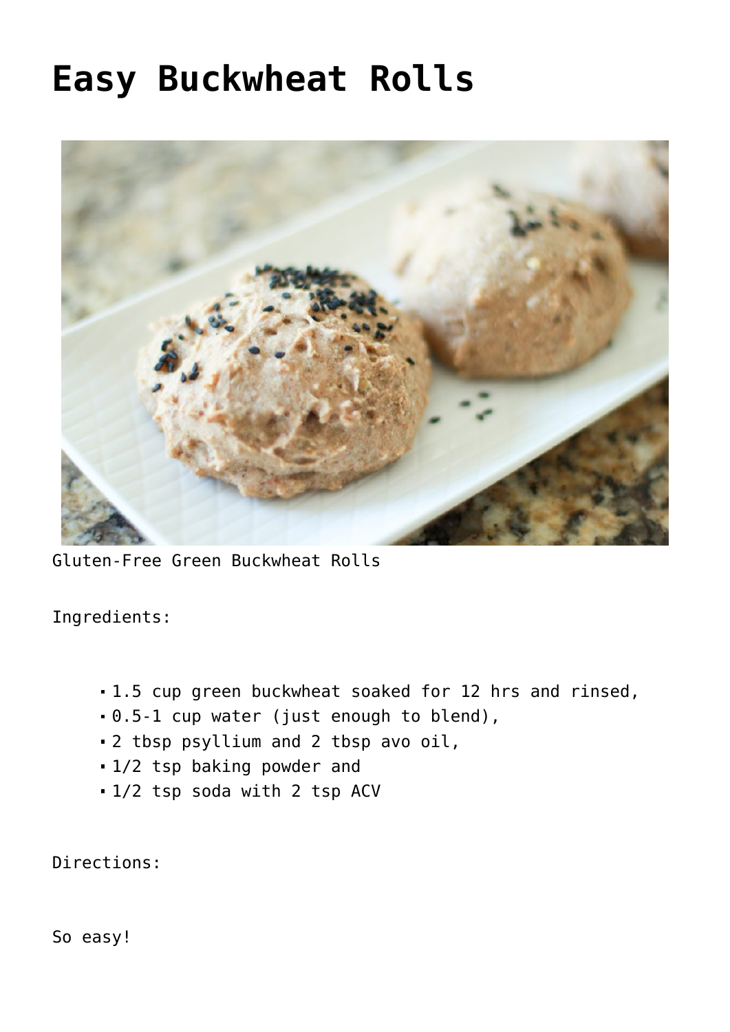# Easy Buckwheat Rolls

Gluten-Free Green Buckwheat Rolls

Ingredients:

- 1.5 cup green buckwheat soaked for 12 hrs and rinsed,
- 0.5-1 cup water (just enough to blend),
- 2 tbsp psyllium and 2 tbsp avo oil,
- 1/2 tsp baking powder and
- 1/2 tsp soda with 2 tsp ACV

Directions:

So easy!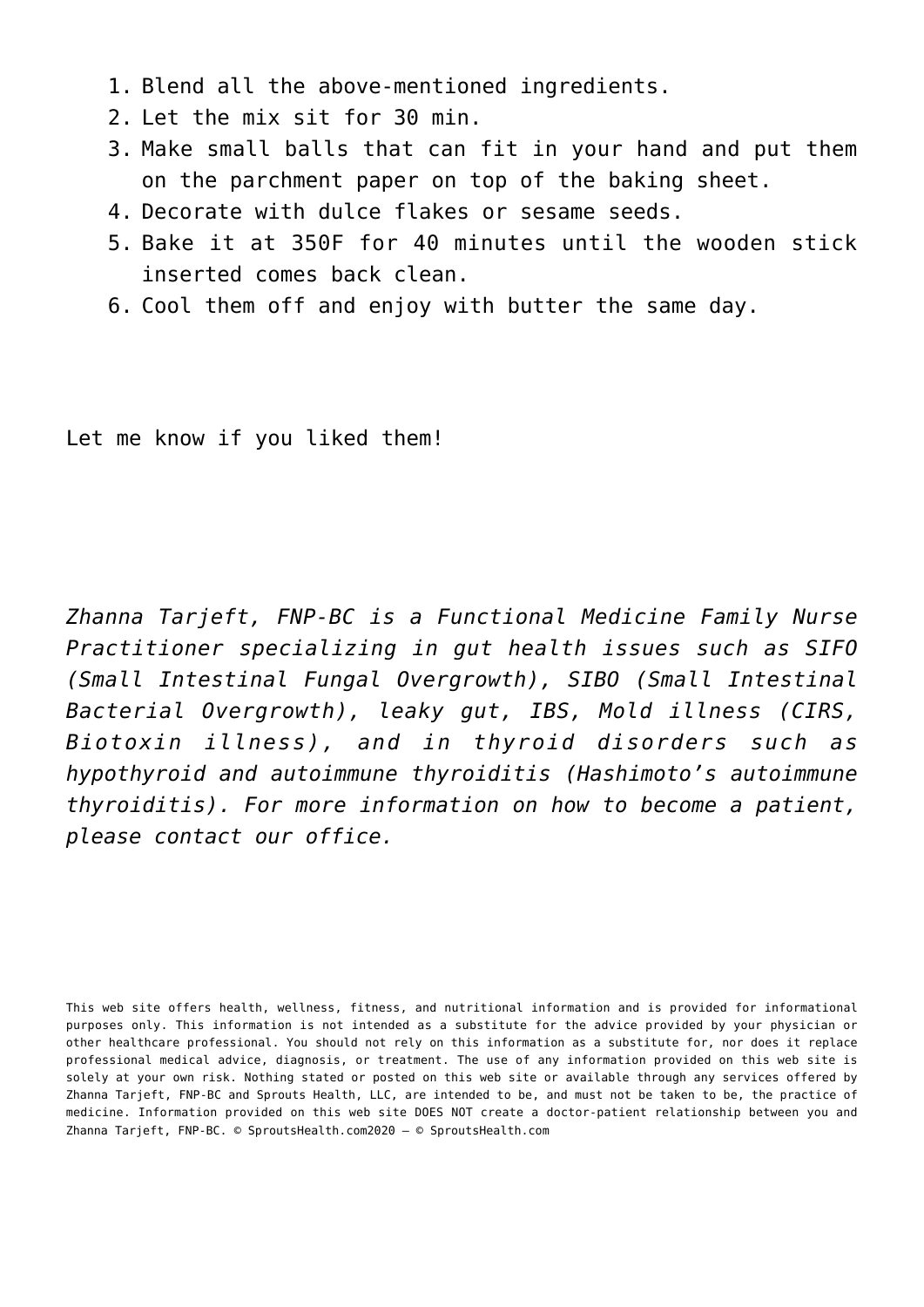1. Blend all the above-mentioned ingredients.
2. Let the mix sit for 30 min.
3. Make small balls that can fit in your hand and put them on the parchment paper on top of the baking sheet.
4. Decorate with dulce flakes or sesame seeds.
5. Bake it at 350F for 40 minutes until the wooden stick inserted comes back clean.
6. Cool them off and enjoy with butter the same day.

Let me know if you liked them!

*Zhanna Tarjeft, FNP-BC is a Functional Medicine Family Nurse Practitioner specializing in gut health issues such as SIFO (Small Intestinal Fungal Overgrowth), SIBO (Small Intestinal Bacterial Overgrowth), leaky gut, IBS, Mold illness (CIRS, Biotoxin illness), and in thyroid disorders such as hypothyroid and autoimmune thyroiditis (Hashimoto's autoimmune thyroiditis). For more information on how to become a patient, please contact our office.*

This web site offers health, wellness, fitness, and nutritional information and is provided for informational purposes only. This information is not intended as a substitute for the advice provided by your physician or other healthcare professional. You should not rely on this information as a substitute for, nor does it replace professional medical advice, diagnosis, or treatment. The use of any information provided on this web site is solely at your own risk. Nothing stated or posted on this web site or available through any services offered by Zhanna Tarjeft, FNP-BC and Sprouts Health, LLC, are intended to be, and must not be taken to be, the practice of medicine. Information provided on this web site DOES NOT create a doctor-patient relationship between you and Zhanna Tarjeft, FNP-BC. © SproutsHealth.com2020 – © SproutsHealth.com